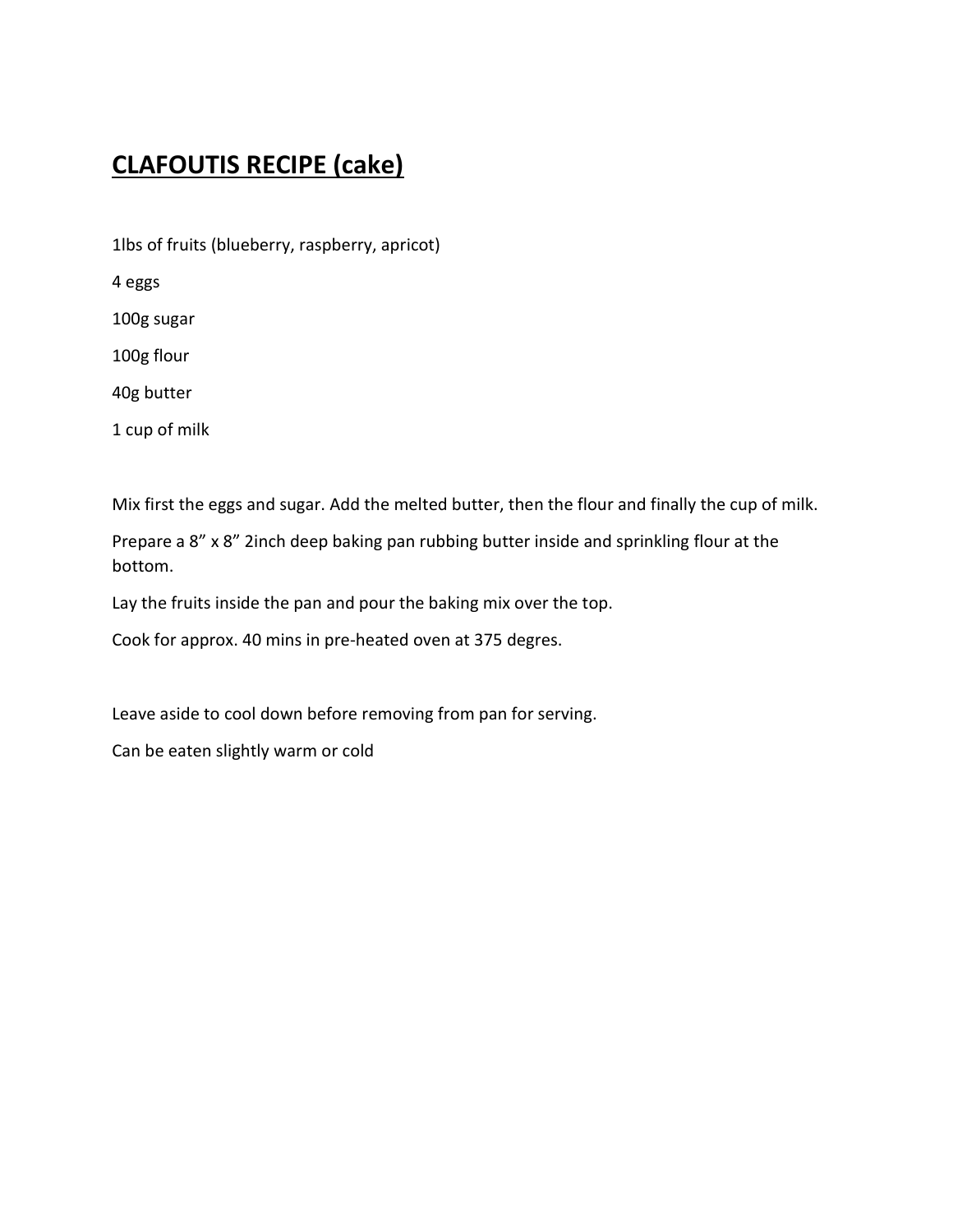# **CLAFOUTIS RECIPE (cake)**

1lbs of fruits (blueberry, raspberry, apricot)

4 eggs

100g sugar

100g flour

40g butter

1 cup of milk

Mix first the eggs and sugar. Add the melted butter, then the flour and finally the cup of milk.

Prepare a 8” x 8” 2inch deep baking pan rubbing butter inside and sprinkling flour at the bottom.

Lay the fruits inside the pan and pour the baking mix over the top.

Cook for approx. 40 mins in pre-heated oven at 375 degres.

Leave aside to cool down before removing from pan for serving.

Can be eaten slightly warm or cold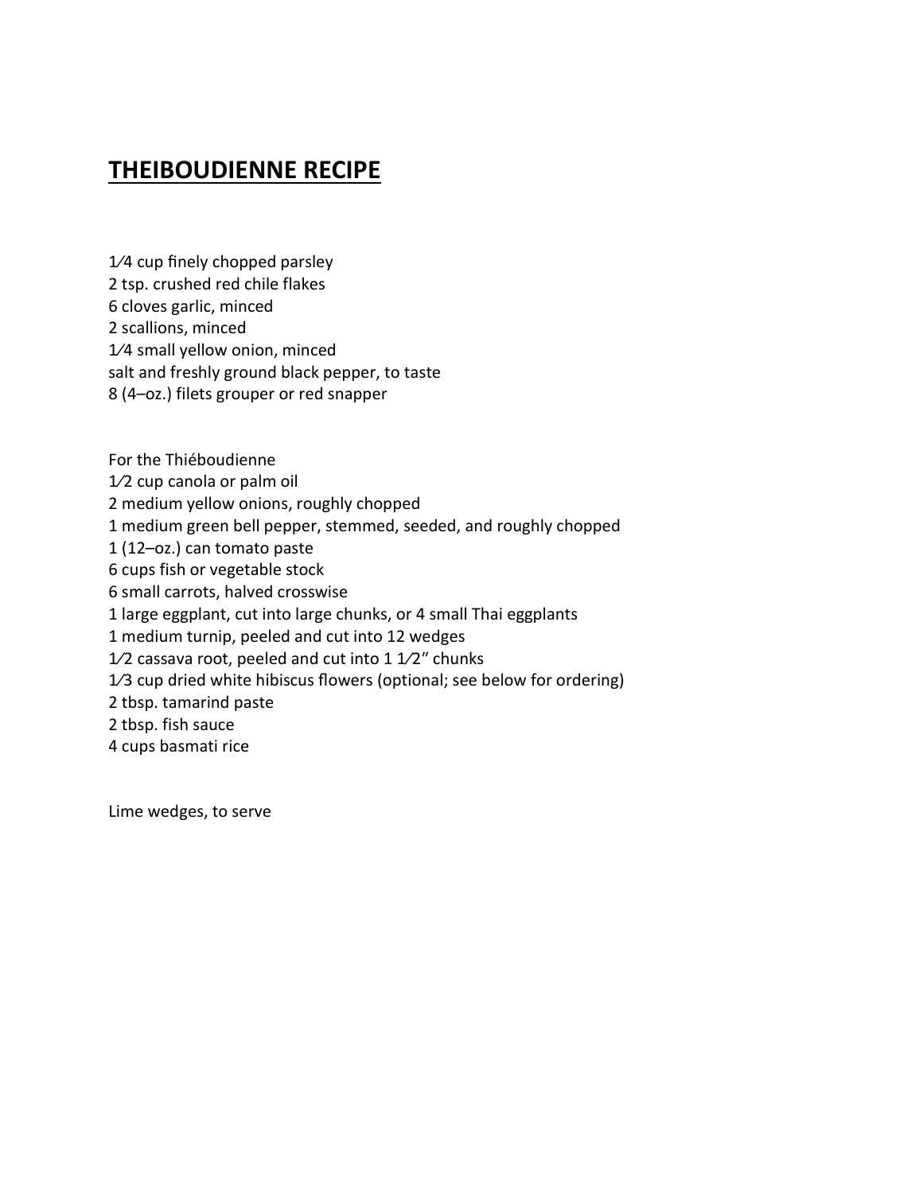# **THEIBOUDIENNE RECIPE**

1⁄4 cup finely chopped parsley
2 tsp. crushed red chile flakes
6 cloves garlic, minced
2 scallions, minced
1⁄4 small yellow onion, minced
salt and freshly ground black pepper, to taste
8 (4–oz.) filets grouper or red snapper

For the Thiéboudienne
1⁄2 cup canola or palm oil
2 medium yellow onions, roughly chopped
1 medium green bell pepper, stemmed, seeded, and roughly chopped
1 (12–oz.) can tomato paste
6 cups fish or vegetable stock
6 small carrots, halved crosswise
1 large eggplant, cut into large chunks, or 4 small Thai eggplants
1 medium turnip, peeled and cut into 12 wedges
1⁄2 cassava root, peeled and cut into 1 1⁄2" chunks
1⁄3 cup dried white hibiscus flowers (optional; see below for ordering)
2 tbsp. tamarind paste
2 tbsp. fish sauce
4 cups basmati rice

Lime wedges, to serve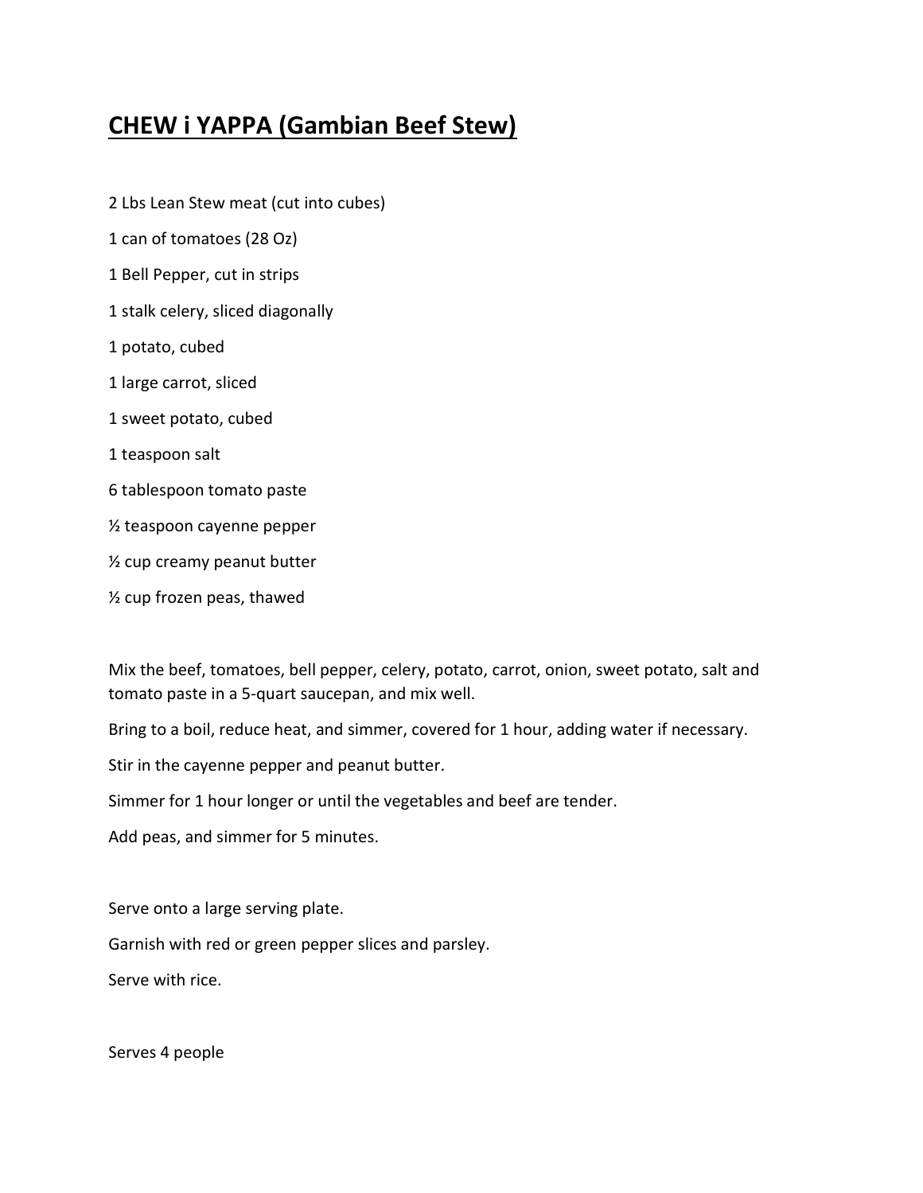# **CHEW i YAPPA (Gambian Beef Stew)**

2 Lbs Lean Stew meat (cut into cubes)

1 can of tomatoes (28 Oz)

1 Bell Pepper, cut in strips

1 stalk celery, sliced diagonally

1 potato, cubed

1 large carrot, sliced

1 sweet potato, cubed

1 teaspoon salt

6 tablespoon tomato paste

½ teaspoon cayenne pepper

½ cup creamy peanut butter

½ cup frozen peas, thawed

Mix the beef, tomatoes, bell pepper, celery, potato, carrot, onion, sweet potato, salt and tomato paste in a 5-quart saucepan, and mix well.

Bring to a boil, reduce heat, and simmer, covered for 1 hour, adding water if necessary.

Stir in the cayenne pepper and peanut butter.

Simmer for 1 hour longer or until the vegetables and beef are tender.

Add peas, and simmer for 5 minutes.

Serve onto a large serving plate.

Garnish with red or green pepper slices and parsley.

Serve with rice.

Serves 4 people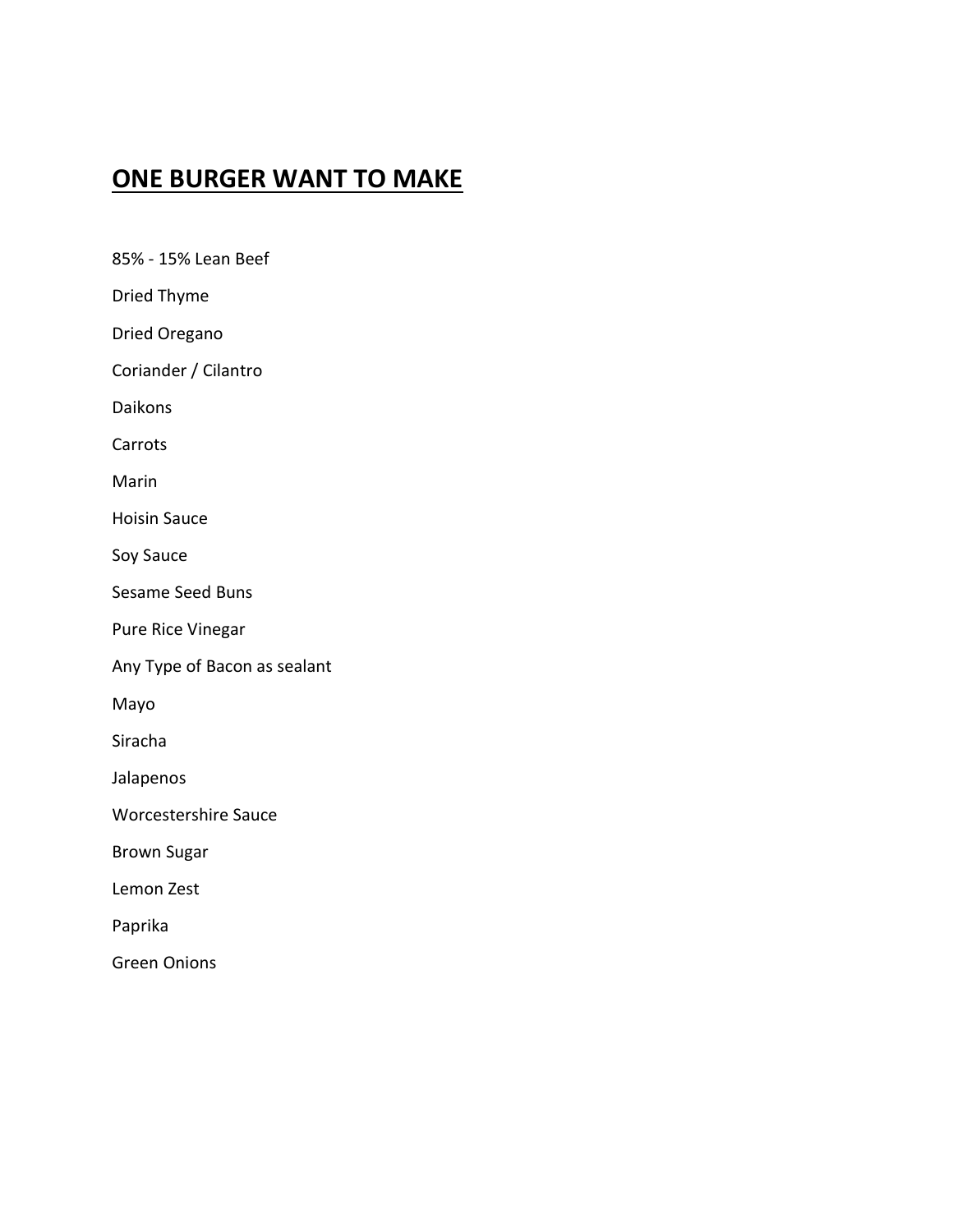# ONE BURGER WANT TO MAKE

85% - 15% Lean Beef

Dried Thyme

Dried Oregano

Coriander / Cilantro

Daikons

Carrots

Marin

Hoisin Sauce

Soy Sauce

Sesame Seed Buns

Pure Rice Vinegar

Any Type of Bacon as sealant

Mayo

Siracha

Jalapenos

Worcestershire Sauce

Brown Sugar

Lemon Zest

Paprika

Green Onions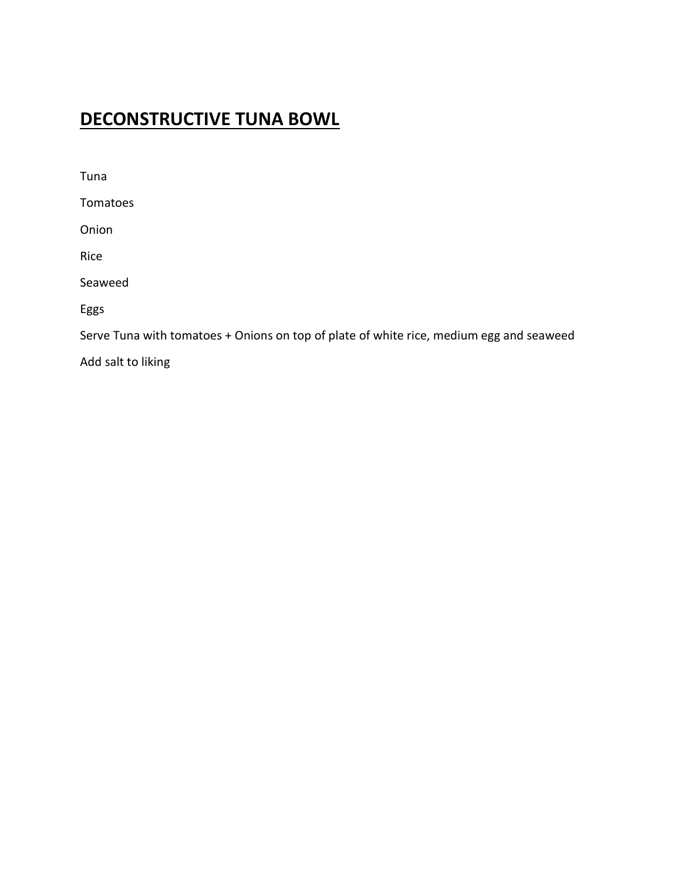# DECONSTRUCTIVE TUNA BOWL

Tuna

Tomatoes

Onion

Rice

Seaweed

Eggs

Serve Tuna with tomatoes + Onions on top of plate of white rice, medium egg and seaweed

Add salt to liking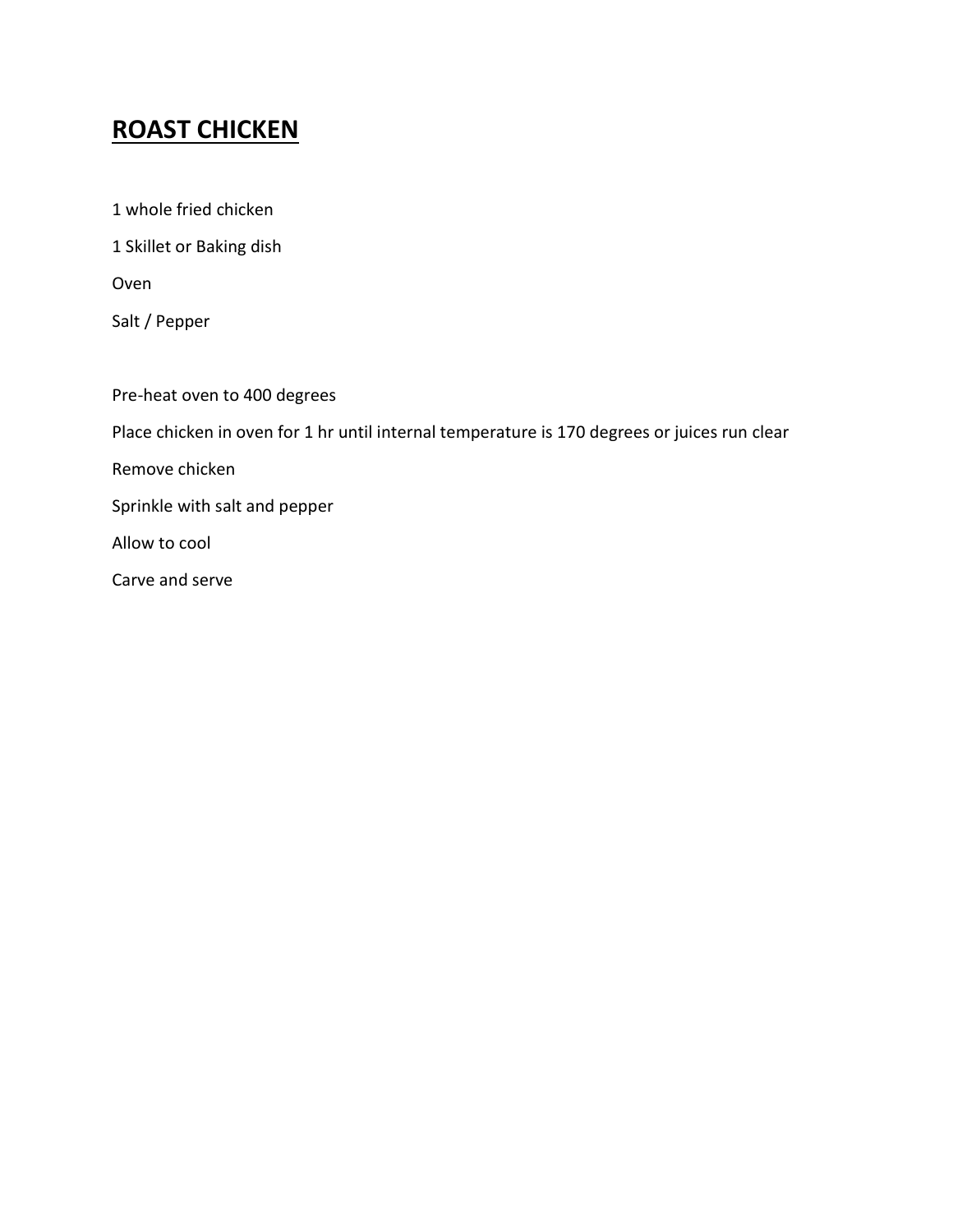# ROAST CHICKEN

1 whole fried chicken

1 Skillet or Baking dish

Oven

Salt / Pepper

Pre-heat oven to 400 degrees

Place chicken in oven for 1 hr until internal temperature is 170 degrees or juices run clear

Remove chicken

Sprinkle with salt and pepper

Allow to cool

Carve and serve